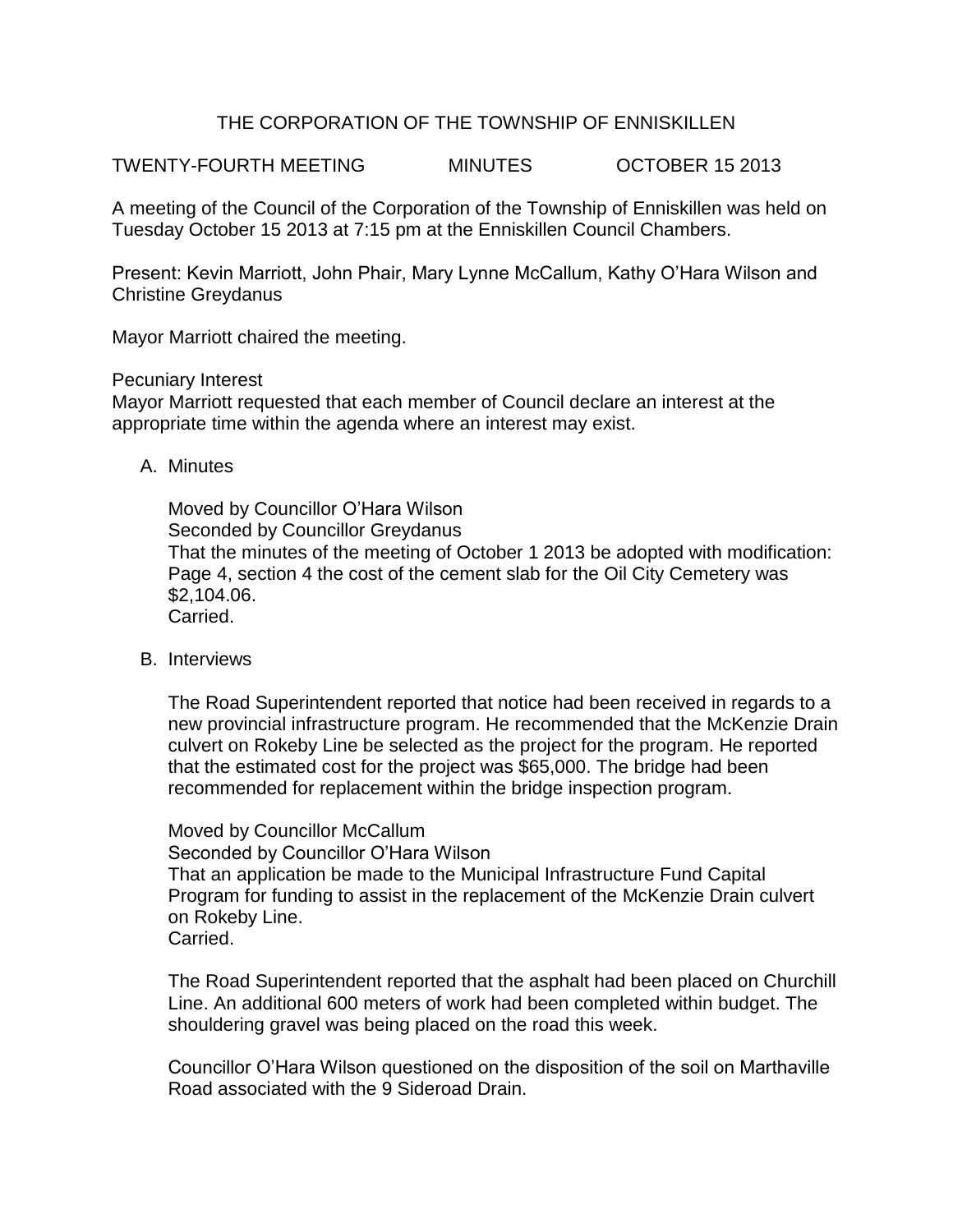# THE CORPORATION OF THE TOWNSHIP OF ENNISKILLEN

TWENTY-FOURTH MEETING MINUTES OCTOBER 15 2013

A meeting of the Council of the Corporation of the Township of Enniskillen was held on Tuesday October 15 2013 at 7:15 pm at the Enniskillen Council Chambers.

Present: Kevin Marriott, John Phair, Mary Lynne McCallum, Kathy O'Hara Wilson and Christine Greydanus

Mayor Marriott chaired the meeting.

Pecuniary Interest
Mayor Marriott requested that each member of Council declare an interest at the appropriate time within the agenda where an interest may exist.

A. Minutes

Moved by Councillor O'Hara Wilson
Seconded by Councillor Greydanus
That the minutes of the meeting of October 1 2013 be adopted with modification: Page 4, section 4 the cost of the cement slab for the Oil City Cemetery was $2,104.06.
Carried.

B. Interviews

The Road Superintendent reported that notice had been received in regards to a new provincial infrastructure program. He recommended that the McKenzie Drain culvert on Rokeby Line be selected as the project for the program. He reported that the estimated cost for the project was $65,000. The bridge had been recommended for replacement within the bridge inspection program.

Moved by Councillor McCallum
Seconded by Councillor O'Hara Wilson
That an application be made to the Municipal Infrastructure Fund Capital Program for funding to assist in the replacement of the McKenzie Drain culvert on Rokeby Line.
Carried.

The Road Superintendent reported that the asphalt had been placed on Churchill Line. An additional 600 meters of work had been completed within budget. The shouldering gravel was being placed on the road this week.

Councillor O'Hara Wilson questioned on the disposition of the soil on Marthaville Road associated with the 9 Sideroad Drain.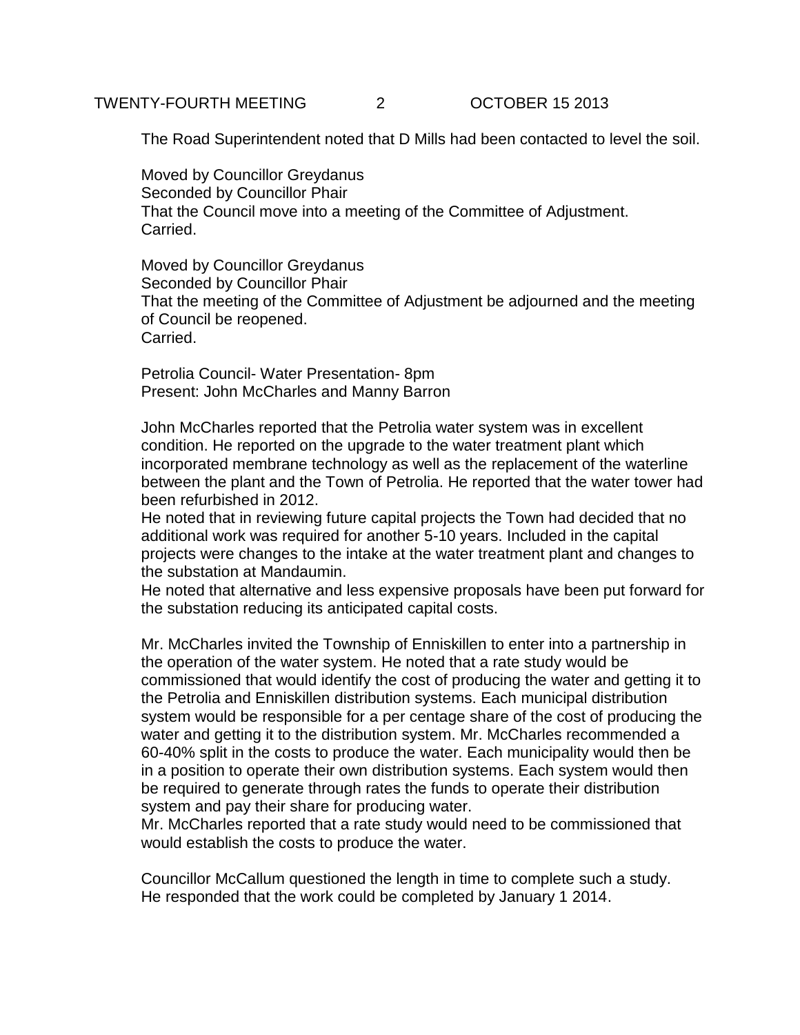The Road Superintendent noted that D Mills had been contacted to level the soil.

Moved by Councillor Greydanus
Seconded by Councillor Phair
That the Council move into a meeting of the Committee of Adjustment.
Carried.

Moved by Councillor Greydanus
Seconded by Councillor Phair
That the meeting of the Committee of Adjustment be adjourned and the meeting of Council be reopened.
Carried.

Petrolia Council- Water Presentation- 8pm
Present: John McCharles and Manny Barron

John McCharles reported that the Petrolia water system was in excellent condition. He reported on the upgrade to the water treatment plant which incorporated membrane technology as well as the replacement of the waterline between the plant and the Town of Petrolia. He reported that the water tower had been refurbished in 2012.
He noted that in reviewing future capital projects the Town had decided that no additional work was required for another 5-10 years. Included in the capital projects were changes to the intake at the water treatment plant and changes to the substation at Mandaumin.
He noted that alternative and less expensive proposals have been put forward for the substation reducing its anticipated capital costs.

Mr. McCharles invited the Township of Enniskillen to enter into a partnership in the operation of the water system. He noted that a rate study would be commissioned that would identify the cost of producing the water and getting it to the Petrolia and Enniskillen distribution systems. Each municipal distribution system would be responsible for a per centage share of the cost of producing the water and getting it to the distribution system. Mr. McCharles recommended a 60-40% split in the costs to produce the water. Each municipality would then be in a position to operate their own distribution systems. Each system would then be required to generate through rates the funds to operate their distribution system and pay their share for producing water.
Mr. McCharles reported that a rate study would need to be commissioned that would establish the costs to produce the water.

Councillor McCallum questioned the length in time to complete such a study.
He responded that the work could be completed by January 1 2014.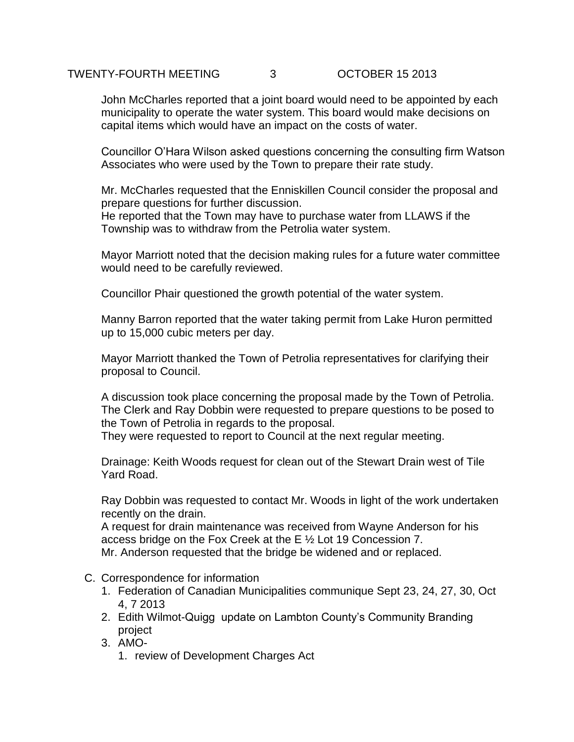John McCharles reported that a joint board would need to be appointed by each municipality to operate the water system. This board would make decisions on capital items which would have an impact on the costs of water.

Councillor O'Hara Wilson asked questions concerning the consulting firm Watson Associates who were used by the Town to prepare their rate study.

Mr. McCharles requested that the Enniskillen Council consider the proposal and prepare questions for further discussion.
He reported that the Town may have to purchase water from LLAWS if the Township was to withdraw from the Petrolia water system.

Mayor Marriott noted that the decision making rules for a future water committee would need to be carefully reviewed.

Councillor Phair questioned the growth potential of the water system.

Manny Barron reported that the water taking permit from Lake Huron permitted up to 15,000 cubic meters per day.

Mayor Marriott thanked the Town of Petrolia representatives for clarifying their proposal to Council.

A discussion took place concerning the proposal made by the Town of Petrolia. The Clerk and Ray Dobbin were requested to prepare questions to be posed to the Town of Petrolia in regards to the proposal.
They were requested to report to Council at the next regular meeting.

Drainage: Keith Woods request for clean out of the Stewart Drain west of Tile Yard Road.

Ray Dobbin was requested to contact Mr. Woods in light of the work undertaken recently on the drain.
A request for drain maintenance was received from Wayne Anderson for his access bridge on the Fox Creek at the E ½ Lot 19 Concession 7.
Mr. Anderson requested that the bridge be widened and or replaced.

C. Correspondence for information
   1. Federation of Canadian Municipalities communique Sept 23, 24, 27, 30, Oct 4, 7 2013
   2. Edith Wilmot-Quigg update on Lambton County's Community Branding project
   3. AMO-
      1. review of Development Charges Act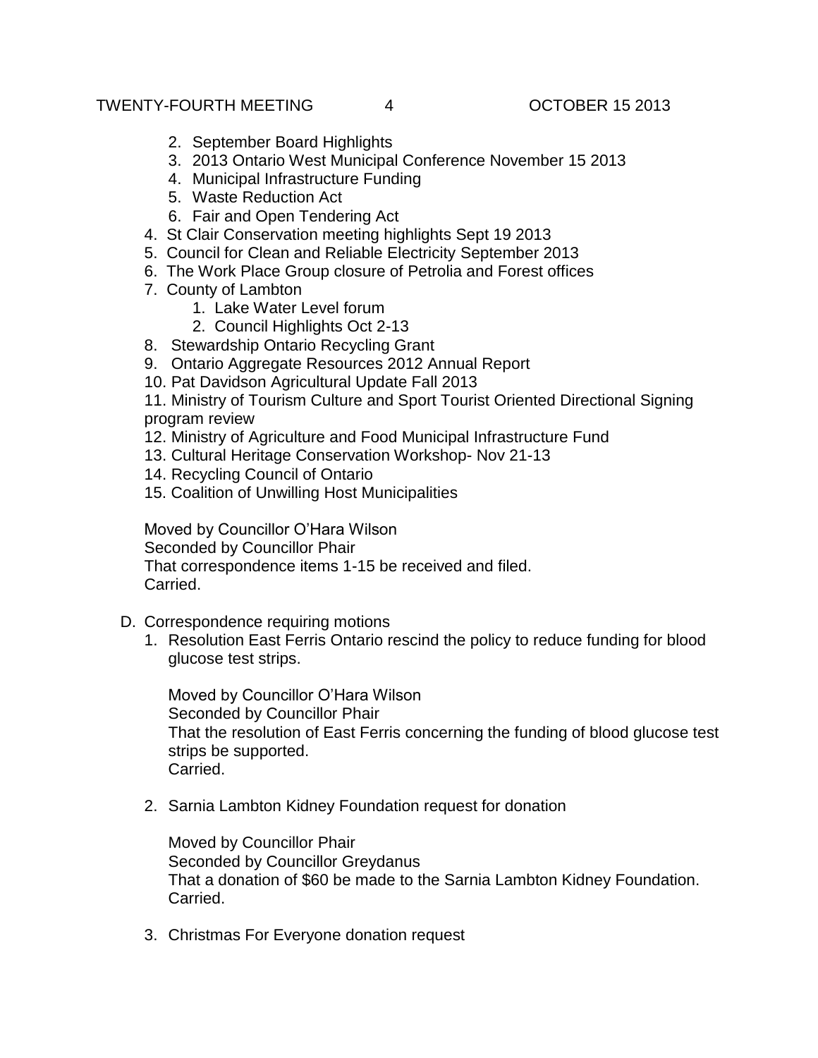2. September Board Highlights
   3. 2013 Ontario West Municipal Conference November 15 2013
   4. Municipal Infrastructure Funding
   5. Waste Reduction Act
   6. Fair and Open Tendering Act

4. St Clair Conservation meeting highlights Sept 19 2013
5. Council for Clean and Reliable Electricity September 2013
6. The Work Place Group closure of Petrolia and Forest offices
7. County of Lambton
   1. Lake Water Level forum
   2. Council Highlights Oct 2-13
8. Stewardship Ontario Recycling Grant
9. Ontario Aggregate Resources 2012 Annual Report
10. Pat Davidson Agricultural Update Fall 2013
11. Ministry of Tourism Culture and Sport Tourist Oriented Directional Signing program review
12. Ministry of Agriculture and Food Municipal Infrastructure Fund
13. Cultural Heritage Conservation Workshop- Nov 21-13
14. Recycling Council of Ontario
15. Coalition of Unwilling Host Municipalities

Moved by Councillor O'Hara Wilson
Seconded by Councillor Phair
That correspondence items 1-15 be received and filed.
Carried.

D. Correspondence requiring motions

1. Resolution East Ferris Ontario rescind the policy to reduce funding for blood glucose test strips.

   Moved by Councillor O'Hara Wilson
   Seconded by Councillor Phair
   That the resolution of East Ferris concerning the funding of blood glucose test strips be supported.
   Carried.

2. Sarnia Lambton Kidney Foundation request for donation

   Moved by Councillor Phair
   Seconded by Councillor Greydanus
   That a donation of $60 be made to the Sarnia Lambton Kidney Foundation.
   Carried.

3. Christmas For Everyone donation request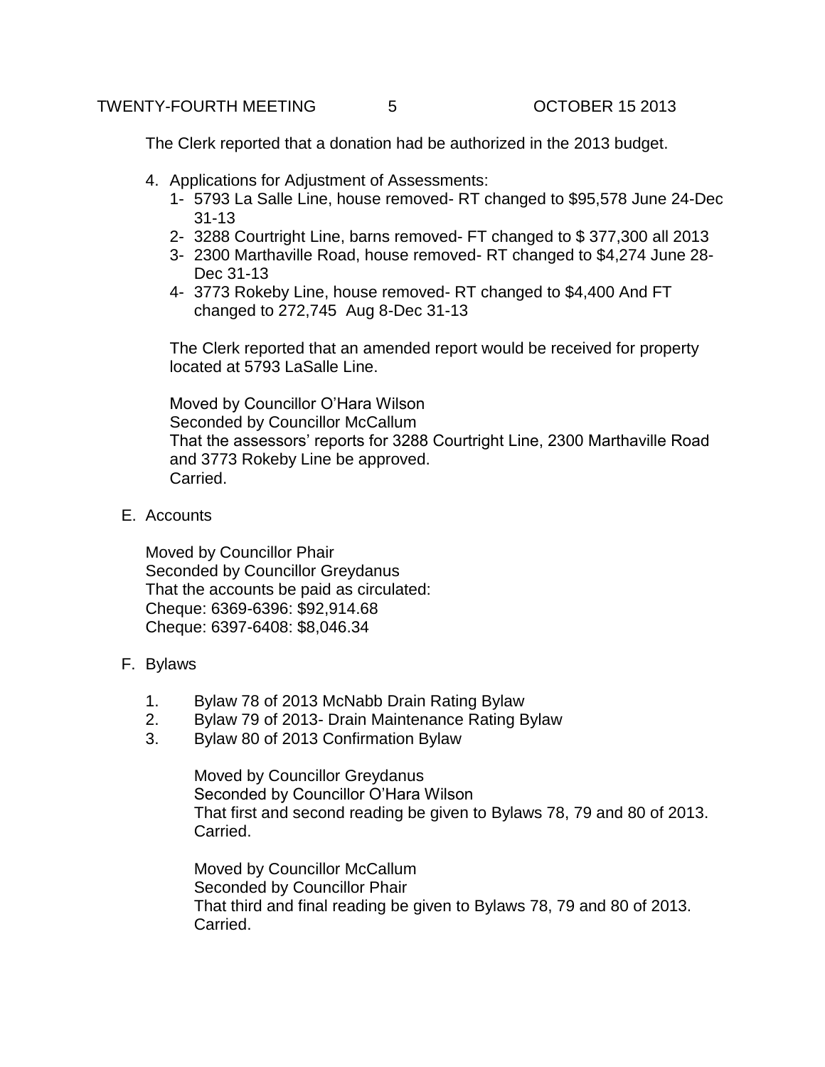The Clerk reported that a donation had be authorized in the 2013 budget.

4. Applications for Adjustment of Assessments:
   1- 5793 La Salle Line, house removed- RT changed to $95,578 June 24-Dec 31-13
   2- 3288 Courtright Line, barns removed- FT changed to $ 377,300 all 2013
   3- 2300 Marthaville Road, house removed- RT changed to $4,274 June 28-Dec 31-13
   4- 3773 Rokeby Line, house removed- RT changed to $4,400 And FT changed to 272,745 Aug 8-Dec 31-13

   The Clerk reported that an amended report would be received for property located at 5793 LaSalle Line.

   Moved by Councillor O'Hara Wilson
   Seconded by Councillor McCallum
   That the assessors' reports for 3288 Courtright Line, 2300 Marthaville Road and 3773 Rokeby Line be approved.
   Carried.

E. Accounts

Moved by Councillor Phair
Seconded by Councillor Greydanus
That the accounts be paid as circulated:
Cheque: 6369-6396: $92,914.68
Cheque: 6397-6408: $8,046.34

F. Bylaws

1. Bylaw 78 of 2013 McNabb Drain Rating Bylaw
2. Bylaw 79 of 2013- Drain Maintenance Rating Bylaw
3. Bylaw 80 of 2013 Confirmation Bylaw

   Moved by Councillor Greydanus
   Seconded by Councillor O'Hara Wilson
   That first and second reading be given to Bylaws 78, 79 and 80 of 2013.
   Carried.

   Moved by Councillor McCallum
   Seconded by Councillor Phair
   That third and final reading be given to Bylaws 78, 79 and 80 of 2013.
   Carried.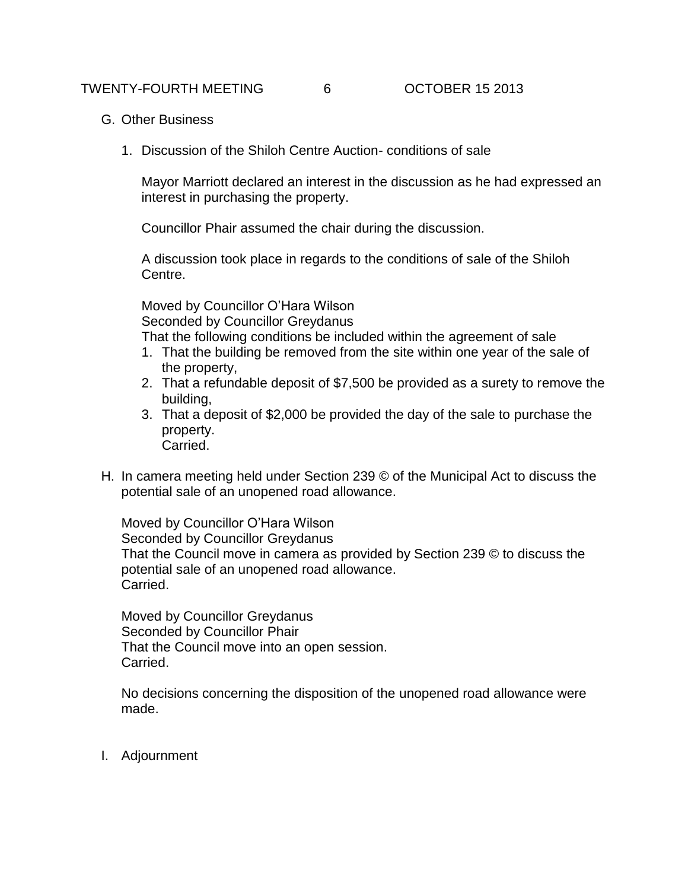G. Other Business

1. Discussion of the Shiloh Centre Auction- conditions of sale

   Mayor Marriott declared an interest in the discussion as he had expressed an interest in purchasing the property.

   Councillor Phair assumed the chair during the discussion.

   A discussion took place in regards to the conditions of sale of the Shiloh Centre.

   Moved by Councillor O'Hara Wilson
   Seconded by Councillor Greydanus
   That the following conditions be included within the agreement of sale
   1. That the building be removed from the site within one year of the sale of the property,
   2. That a refundable deposit of $7,500 be provided as a surety to remove the building,
   3. That a deposit of $2,000 be provided the day of the sale to purchase the property.
      Carried.

H. In camera meeting held under Section 239 © of the Municipal Act to discuss the potential sale of an unopened road allowance.

   Moved by Councillor O'Hara Wilson
   Seconded by Councillor Greydanus
   That the Council move in camera as provided by Section 239 © to discuss the potential sale of an unopened road allowance.
   Carried.

   Moved by Councillor Greydanus
   Seconded by Councillor Phair
   That the Council move into an open session.
   Carried.

   No decisions concerning the disposition of the unopened road allowance were made.

I. Adjournment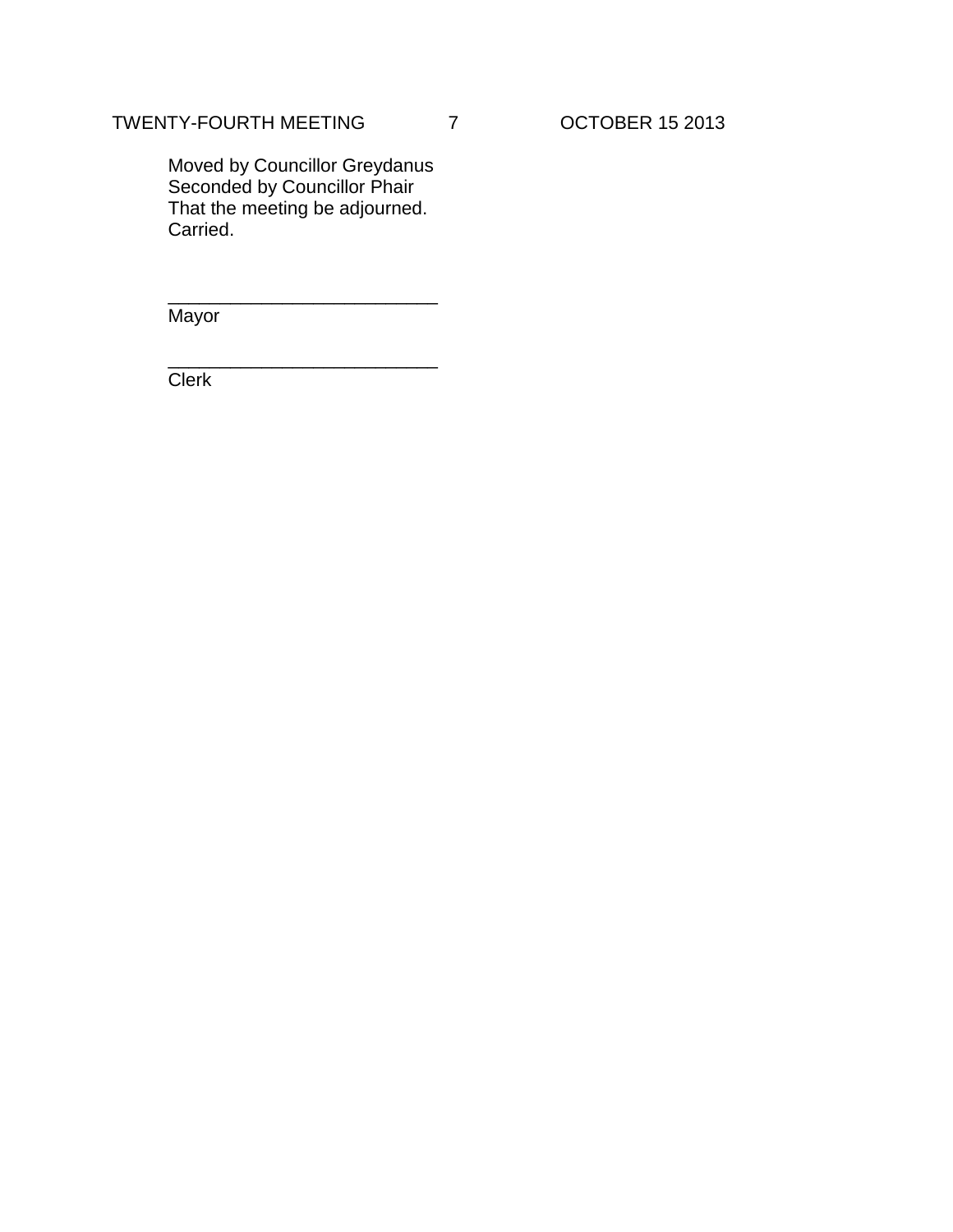Moved by Councillor Greydanus
Seconded by Councillor Phair
That the meeting be adjourned.
Carried.

__________________________
Mayor

__________________________
Clerk